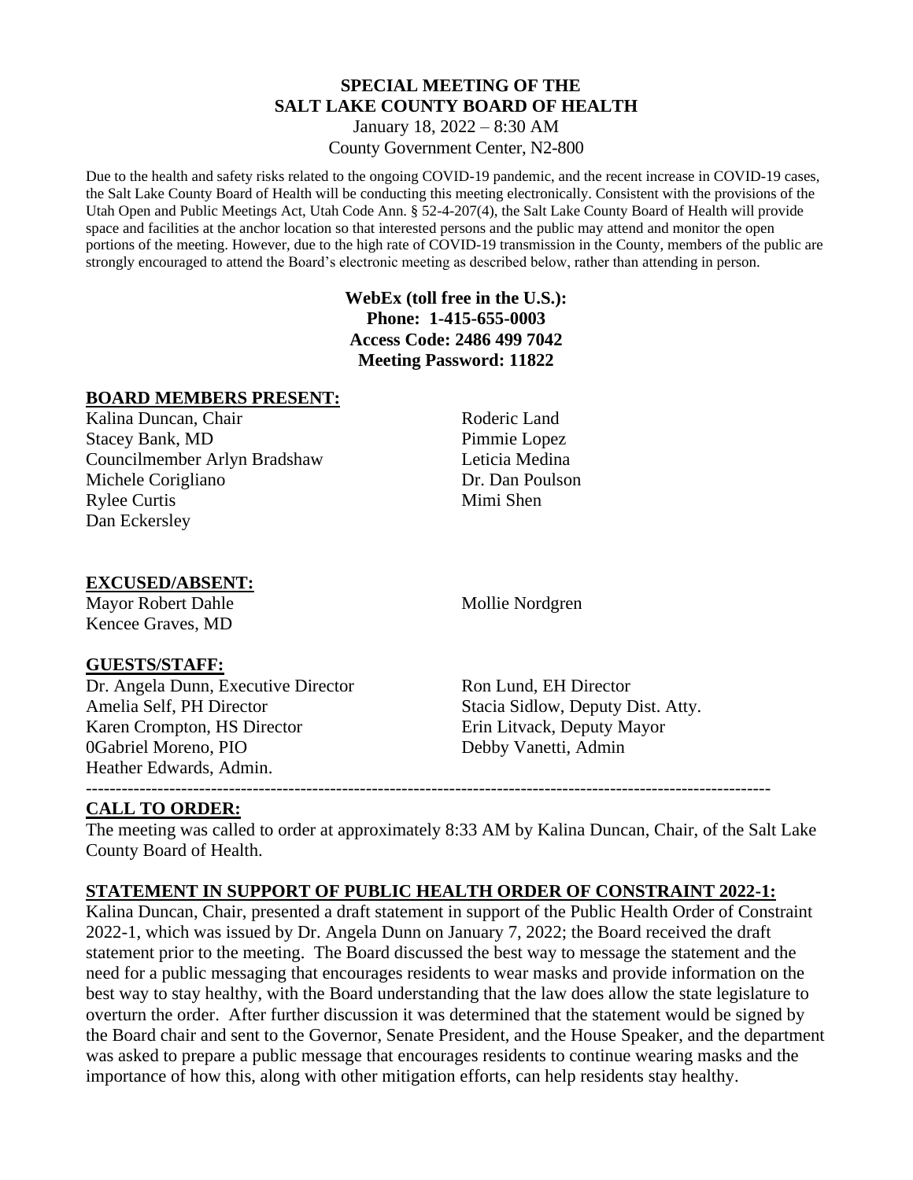**SPECIAL MEETING OF THE**
**SALT LAKE COUNTY BOARD OF HEALTH**

January 18, 2022 – 8:30 AM
County Government Center, N2-800

Due to the health and safety risks related to the ongoing COVID-19 pandemic, and the recent increase in COVID-19 cases, the Salt Lake County Board of Health will be conducting this meeting electronically. Consistent with the provisions of the Utah Open and Public Meetings Act, Utah Code Ann. § 52-4-207(4), the Salt Lake County Board of Health will provide space and facilities at the anchor location so that interested persons and the public may attend and monitor the open portions of the meeting. However, due to the high rate of COVID-19 transmission in the County, members of the public are strongly encouraged to attend the Board's electronic meeting as described below, rather than attending in person.

**WebEx (toll free in the U.S.):**
**Phone: 1-415-655-0003**
**Access Code: 2486 499 7042**
**Meeting Password: 11822**

## BOARD MEMBERS PRESENT:

Kalina Duncan, Chair
Stacey Bank, MD
Councilmember Arlyn Bradshaw
Michele Corigliano
Rylee Curtis
Dan Eckersley
Roderic Land
Pimmie Lopez
Leticia Medina
Dr. Dan Poulson
Mimi Shen

## EXCUSED/ABSENT:

Mayor Robert Dahle
Kencee Graves, MD
Mollie Nordgren

## GUESTS/STAFF:

Dr. Angela Dunn, Executive Director
Amelia Self, PH Director
Karen Crompton, HS Director
0Gabriel Moreno, PIO
Heather Edwards, Admin.
Ron Lund, EH Director
Stacia Sidlow, Deputy Dist. Atty.
Erin Litvack, Deputy Mayor
Debby Vanetti, Admin

---

## CALL TO ORDER:

The meeting was called to order at approximately 8:33 AM by Kalina Duncan, Chair, of the Salt Lake County Board of Health.

## STATEMENT IN SUPPORT OF PUBLIC HEALTH ORDER OF CONSTRAINT 2022-1:

Kalina Duncan, Chair, presented a draft statement in support of the Public Health Order of Constraint 2022-1, which was issued by Dr. Angela Dunn on January 7, 2022; the Board received the draft statement prior to the meeting. The Board discussed the best way to message the statement and the need for a public messaging that encourages residents to wear masks and provide information on the best way to stay healthy, with the Board understanding that the law does allow the state legislature to overturn the order. After further discussion it was determined that the statement would be signed by the Board chair and sent to the Governor, Senate President, and the House Speaker, and the department was asked to prepare a public message that encourages residents to continue wearing masks and the importance of how this, along with other mitigation efforts, can help residents stay healthy.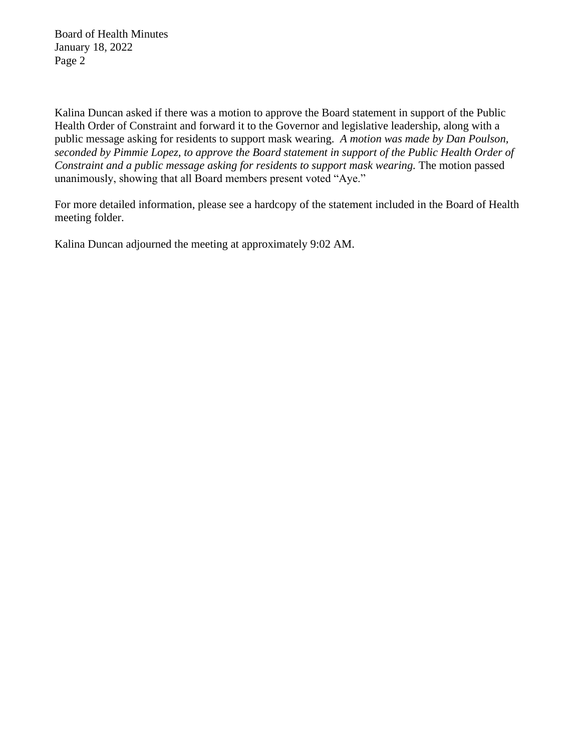Kalina Duncan asked if there was a motion to approve the Board statement in support of the Public Health Order of Constraint and forward it to the Governor and legislative leadership, along with a public message asking for residents to support mask wearing. *A motion was made by Dan Poulson, seconded by Pimmie Lopez, to approve the Board statement in support of the Public Health Order of Constraint and a public message asking for residents to support mask wearing.* The motion passed unanimously, showing that all Board members present voted "Aye."

For more detailed information, please see a hardcopy of the statement included in the Board of Health meeting folder.

Kalina Duncan adjourned the meeting at approximately 9:02 AM.